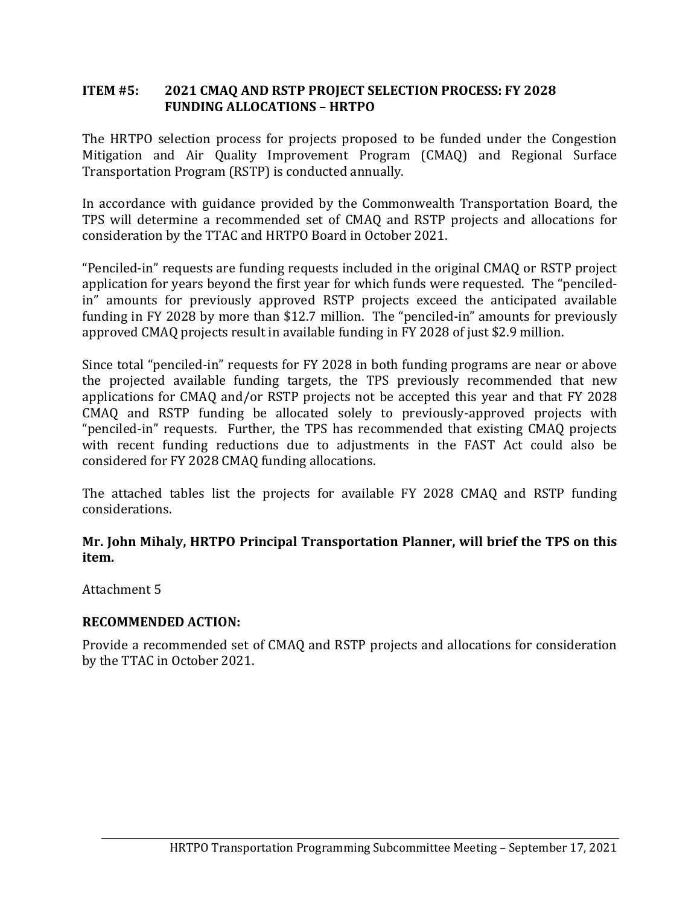## ITEM #5: 2021 CMAQ AND RSTP PROJECT SELECTION PROCESS: FY 2028 FUNDING ALLOCATIONS – HRTPO

The HRTPO selection process for projects proposed to be funded under the Congestion Mitigation and Air Quality Improvement Program (CMAQ) and Regional Surface Transportation Program (RSTP) is conducted annually.

In accordance with guidance provided by the Commonwealth Transportation Board, the TPS will determine a recommended set of CMAQ and RSTP projects and allocations for consideration by the TTAC and HRTPO Board in October 2021.

"Penciled-in" requests are funding requests included in the original CMAQ or RSTP project application for years beyond the first year for which funds were requested. The "penciled-in" amounts for previously approved RSTP projects exceed the anticipated available funding in FY 2028 by more than $12.7 million. The "penciled-in" amounts for previously approved CMAQ projects result in available funding in FY 2028 of just $2.9 million.

Since total "penciled-in" requests for FY 2028 in both funding programs are near or above the projected available funding targets, the TPS previously recommended that new applications for CMAQ and/or RSTP projects not be accepted this year and that FY 2028 CMAQ and RSTP funding be allocated solely to previously-approved projects with "penciled-in" requests. Further, the TPS has recommended that existing CMAQ projects with recent funding reductions due to adjustments in the FAST Act could also be considered for FY 2028 CMAQ funding allocations.

The attached tables list the projects for available FY 2028 CMAQ and RSTP funding considerations.

**Mr. John Mihaly, HRTPO Principal Transportation Planner, will brief the TPS on this item.**

Attachment 5

**RECOMMENDED ACTION:**

Provide a recommended set of CMAQ and RSTP projects and allocations for consideration by the TTAC in October 2021.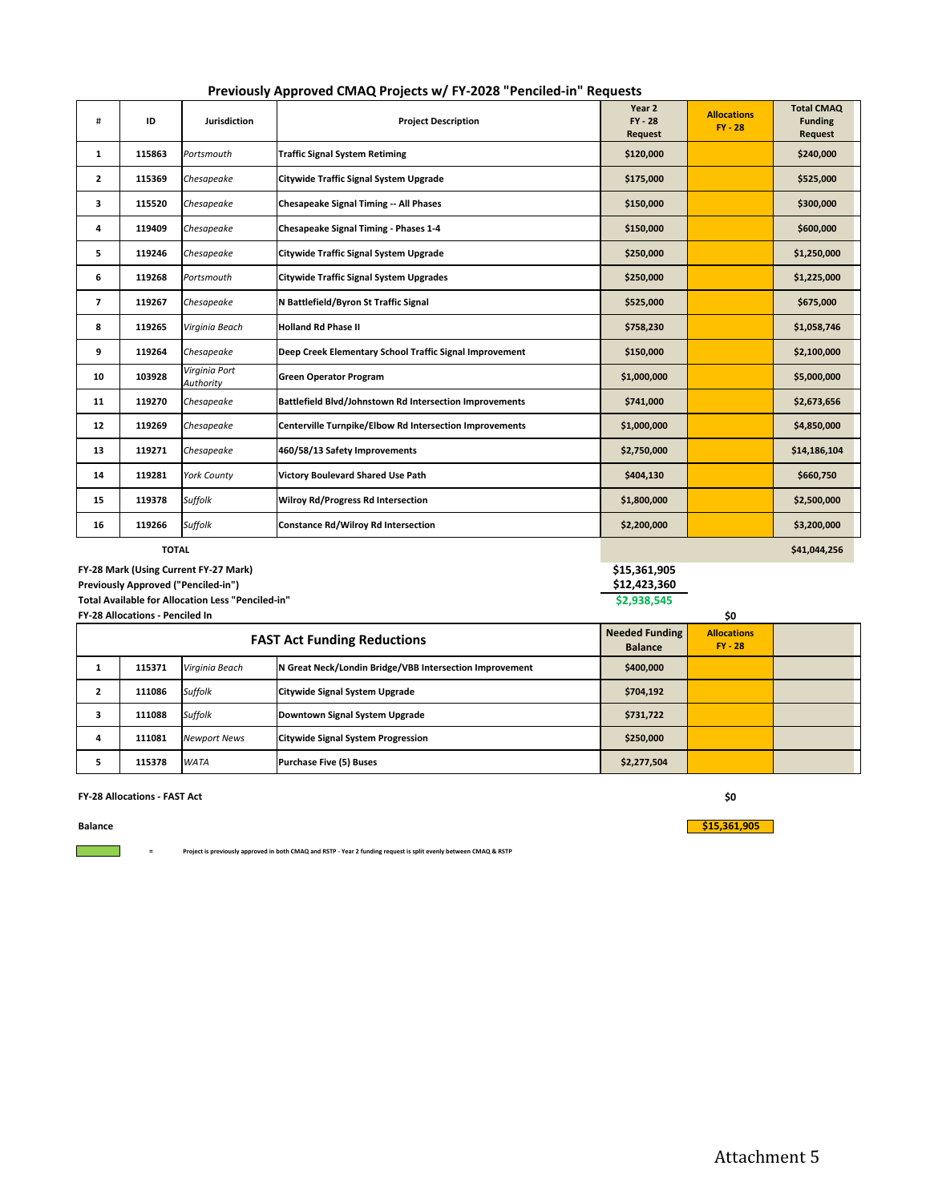## Previously Approved CMAQ Projects w/ FY-2028 "Penciled-in" Requests

| # | ID | Jurisdiction | Project Description | Year 2 FY - 28 Request | Allocations FY - 28 | Total CMAQ Funding Request |
|---|---|---|---|---|---|---|
| 1 | 115863 | *Portsmouth* | **Traffic Signal System Retiming** | $120,000 | | $240,000 |
| 2 | 115369 | *Chesapeake* | **Citywide Traffic Signal System Upgrade** | $175,000 | | $525,000 |
| 3 | 115520 | *Chesapeake* | **Chesapeake Signal Timing -- All Phases** | $150,000 | | $300,000 |
| 4 | 119409 | *Chesapeake* | **Chesapeake Signal Timing - Phases 1-4** | $150,000 | | $600,000 |
| 5 | 119246 | *Chesapeake* | **Citywide Traffic Signal System Upgrade** | $250,000 | | $1,250,000 |
| 6 | 119268 | *Portsmouth* | **Citywide Traffic Signal System Upgrades** | $250,000 | | $1,225,000 |
| 7 | 119267 | *Chesapeake* | **N Battlefield/Byron St Traffic Signal** | $525,000 | | $675,000 |
| 8 | 119265 | *Virginia Beach* | **Holland Rd Phase II** | $758,230 | | $1,058,746 |
| 9 | 119264 | *Chesapeake* | **Deep Creek Elementary School Traffic Signal Improvement** | $150,000 | | $2,100,000 |
| 10 | 103928 | *Virginia Port Authority* | **Green Operator Program** | $1,000,000 | | $5,000,000 |
| 11 | 119270 | *Chesapeake* | **Battlefield Blvd/Johnstown Rd Intersection Improvements** | $741,000 | | $2,673,656 |
| 12 | 119269 | *Chesapeake* | **Centerville Turnpike/Elbow Rd Intersection Improvements** | $1,000,000 | | $4,850,000 |
| 13 | 119271 | *Chesapeake* | **460/58/13 Safety Improvements** | $2,750,000 | | $14,186,104 |
| 14 | 119281 | *York County* | **Victory Boulevard Shared Use Path** | $404,130 | | $660,750 |
| 15 | 119378 | *Suffolk* | **Wilroy Rd/Progress Rd Intersection** | $1,800,000 | | $2,500,000 |
| 16 | 119266 | *Suffolk* | **Constance Rd/Wilroy Rd Intersection** | $2,200,000 | | $3,200,000 |
| | **TOTAL** | | | | | **$41,044,256** |

**FY-28 Mark (Using Current FY-27 Mark)** — **$15,361,905**

**Previously Approved ("Penciled-in")** — **$12,423,360**

**Total Available for Allocation Less "Penciled-in"** — **$2,938,545**

**FY-28 Allocations - Penciled In** — **$0**

| # | ID | Jurisdiction | FAST Act Funding Reductions | Needed Funding Balance | Allocations FY - 28 | |
|---|---|---|---|---|---|---|
| 1 | 115371 | *Virginia Beach* | **N Great Neck/Londin Bridge/VBB Intersection Improvement** | $400,000 | | |
| 2 | 111086 | *Suffolk* | **Citywide Signal System Upgrade** | $704,192 | | |
| 3 | 111088 | *Suffolk* | **Downtown Signal System Upgrade** | $731,722 | | |
| 4 | 111081 | *Newport News* | **Citywide Signal System Progression** | $250,000 | | |
| 5 | 115378 | *WATA* | **Purchase Five (5) Buses** | $2,277,504 | | |

**FY-28 Allocations - FAST Act** — **$0**

**Balance** — **$15,361,905**

= **Project is previously approved in both CMAQ and RSTP - Year 2 funding request is split evenly between CMAQ & RSTP**

Attachment 5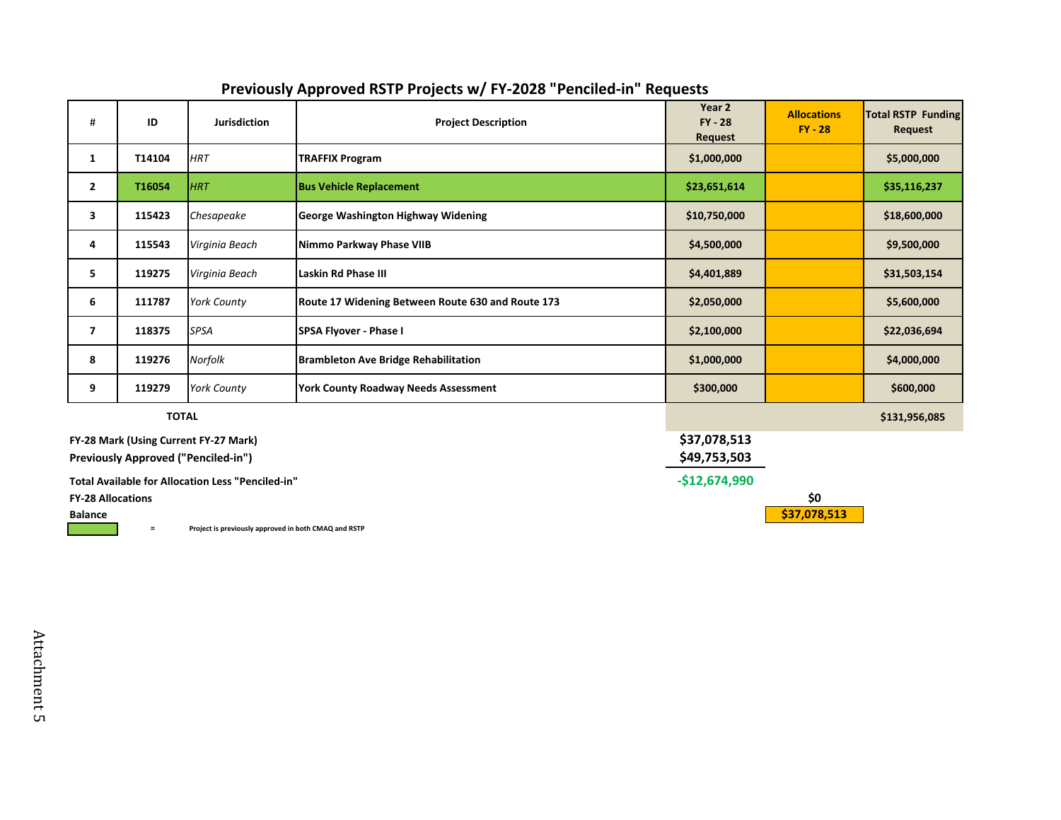## Previously Approved RSTP Projects w/ FY-2028 "Penciled-in" Requests

| # | ID | Jurisdiction | Project Description | Year 2 FY - 28 Request | Allocations FY - 28 | Total RSTP Funding Request |
|---|---|---|---|---|---|---|
| 1 | T14104 | *HRT* | **TRAFFIX Program** | $1,000,000 | | $5,000,000 |
| 2 | T16054 | *HRT* | **Bus Vehicle Replacement** | $23,651,614 | | $35,116,237 |
| 3 | 115423 | *Chesapeake* | **George Washington Highway Widening** | $10,750,000 | | $18,600,000 |
| 4 | 115543 | *Virginia Beach* | **Nimmo Parkway Phase VIIB** | $4,500,000 | | $9,500,000 |
| 5 | 119275 | *Virginia Beach* | **Laskin Rd Phase III** | $4,401,889 | | $31,503,154 |
| 6 | 111787 | *York County* | **Route 17 Widening Between Route 630 and Route 173** | $2,050,000 | | $5,600,000 |
| 7 | 118375 | *SPSA* | **SPSA Flyover - Phase I** | $2,100,000 | | $22,036,694 |
| 8 | 119276 | *Norfolk* | **Brambleton Ave Bridge Rehabilitation** | $1,000,000 | | $4,000,000 |
| 9 | 119279 | *York County* | **York County Roadway Needs Assessment** | $300,000 | | $600,000 |
| | **TOTAL** | | | | | $131,956,085 |

| | | |
|---|---|---|
| **FY-28 Mark (Using Current FY-27 Mark)** | $37,078,513 | |
| **Previously Approved ("Penciled-in")** | $49,753,503 | |
| **Total Available for Allocation Less "Penciled-in"** | -$12,674,990 | |
| **FY-28 Allocations** | | $0 |
| **Balance** | | $37,078,513 |

[Green] = Project is previously approved in both CMAQ and RSTP

Attachment 5